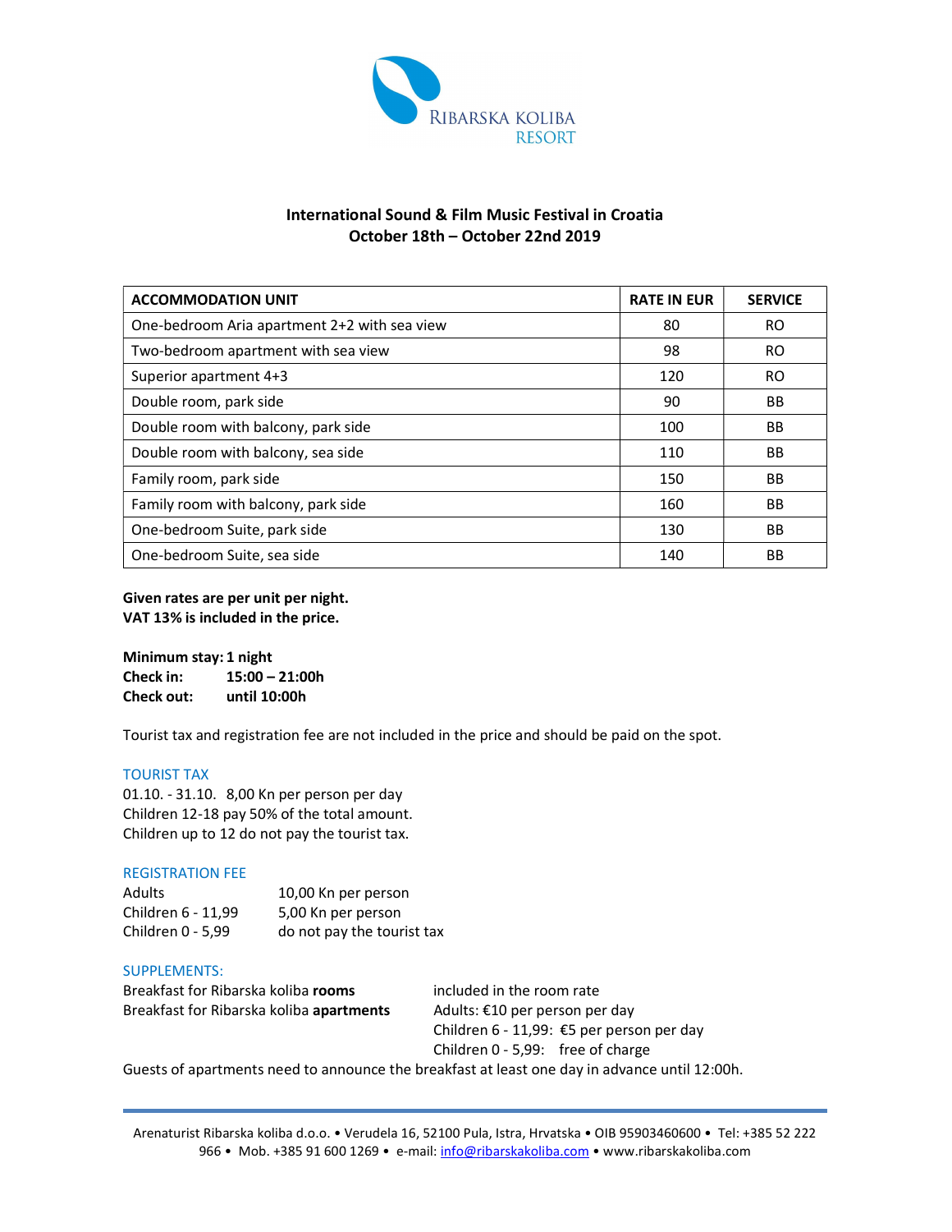Ribarska Koliba Resort

## International Sound & Film Music Festival in Croatia
## October 18th – October 22nd 2019

| ACCOMMODATION UNIT | RATE IN EUR | SERVICE |
|---|---|---|
| One-bedroom Aria apartment 2+2 with sea view | 80 | RO |
| Two-bedroom apartment with sea view | 98 | RO |
| Superior apartment 4+3 | 120 | RO |
| Double room, park side | 90 | BB |
| Double room with balcony, park side | 100 | BB |
| Double room with balcony, sea side | 110 | BB |
| Family room, park side | 150 | BB |
| Family room with balcony, park side | 160 | BB |
| One-bedroom Suite, park side | 130 | BB |
| One-bedroom Suite, sea side | 140 | BB |

**Given rates are per unit per night.**
**VAT 13% is included in the price.**

**Minimum stay: 1 night**
**Check in: 15:00 – 21:00h**
**Check out: until 10:00h**

Tourist tax and registration fee are not included in the price and should be paid on the spot.

### TOURIST TAX

01.10. - 31.10. 8,00 Kn per person per day
Children 12-18 pay 50% of the total amount.
Children up to 12 do not pay the tourist tax.

### REGISTRATION FEE

| | |
|---|---|
| Adults | 10,00 Kn per person |
| Children 6 - 11,99 | 5,00 Kn per person |
| Children 0 - 5,99 | do not pay the tourist tax |

### SUPPLEMENTS:

| | |
|---|---|
| Breakfast for Ribarska koliba **rooms** | included in the room rate |
| Breakfast for Ribarska koliba **apartments** | Adults: €10 per person per day |
| | Children 6 - 11,99: €5 per person per day |
| | Children 0 - 5,99: free of charge |

Guests of apartments need to announce the breakfast at least one day in advance until 12:00h.

Arenaturist Ribarska koliba d.o.o. • Verudela 16, 52100 Pula, Istra, Hrvatska • OIB 95903460600 • Tel: +385 52 222 966 • Mob. +385 91 600 1269 • e-mail: info@ribarskakoliba.com • www.ribarskakoliba.com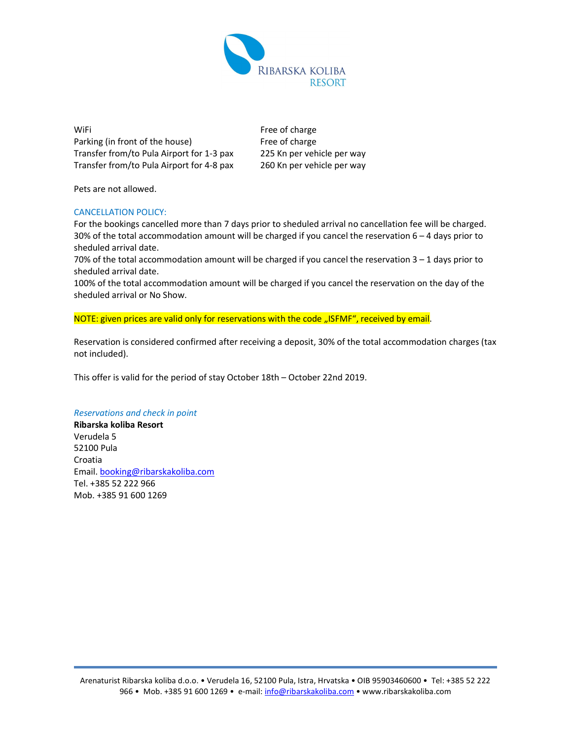| | |
|---|---|
| WiFi | Free of charge |
| Parking (in front of the house) | Free of charge |
| Transfer from/to Pula Airport for 1-3 pax | 225 Kn per vehicle per way |
| Transfer from/to Pula Airport for 4-8 pax | 260 Kn per vehicle per way |

Pets are not allowed.

## CANCELLATION POLICY:

For the bookings cancelled more than 7 days prior to sheduled arrival no cancellation fee will be charged.
30% of the total accommodation amount will be charged if you cancel the reservation 6 – 4 days prior to sheduled arrival date.
70% of the total accommodation amount will be charged if you cancel the reservation 3 – 1 days prior to sheduled arrival date.
100% of the total accommodation amount will be charged if you cancel the reservation on the day of the sheduled arrival or No Show.

NOTE: given prices are valid only for reservations with the code „ISFMF“, received by email.

Reservation is considered confirmed after receiving a deposit, 30% of the total accommodation charges (tax not included).

This offer is valid for the period of stay October 18th – October 22nd 2019.

*Reservations and check in point*

**Ribarska koliba Resort**
Verudela 5
52100 Pula
Croatia
Email. booking@ribarskakoliba.com
Tel. +385 52 222 966
Mob. +385 91 600 1269

Arenaturist Ribarska koliba d.o.o. • Verudela 16, 52100 Pula, Istra, Hrvatska • OIB 95903460600 • Tel: +385 52 222 966 • Mob. +385 91 600 1269 • e-mail: info@ribarskakoliba.com • www.ribarskakoliba.com